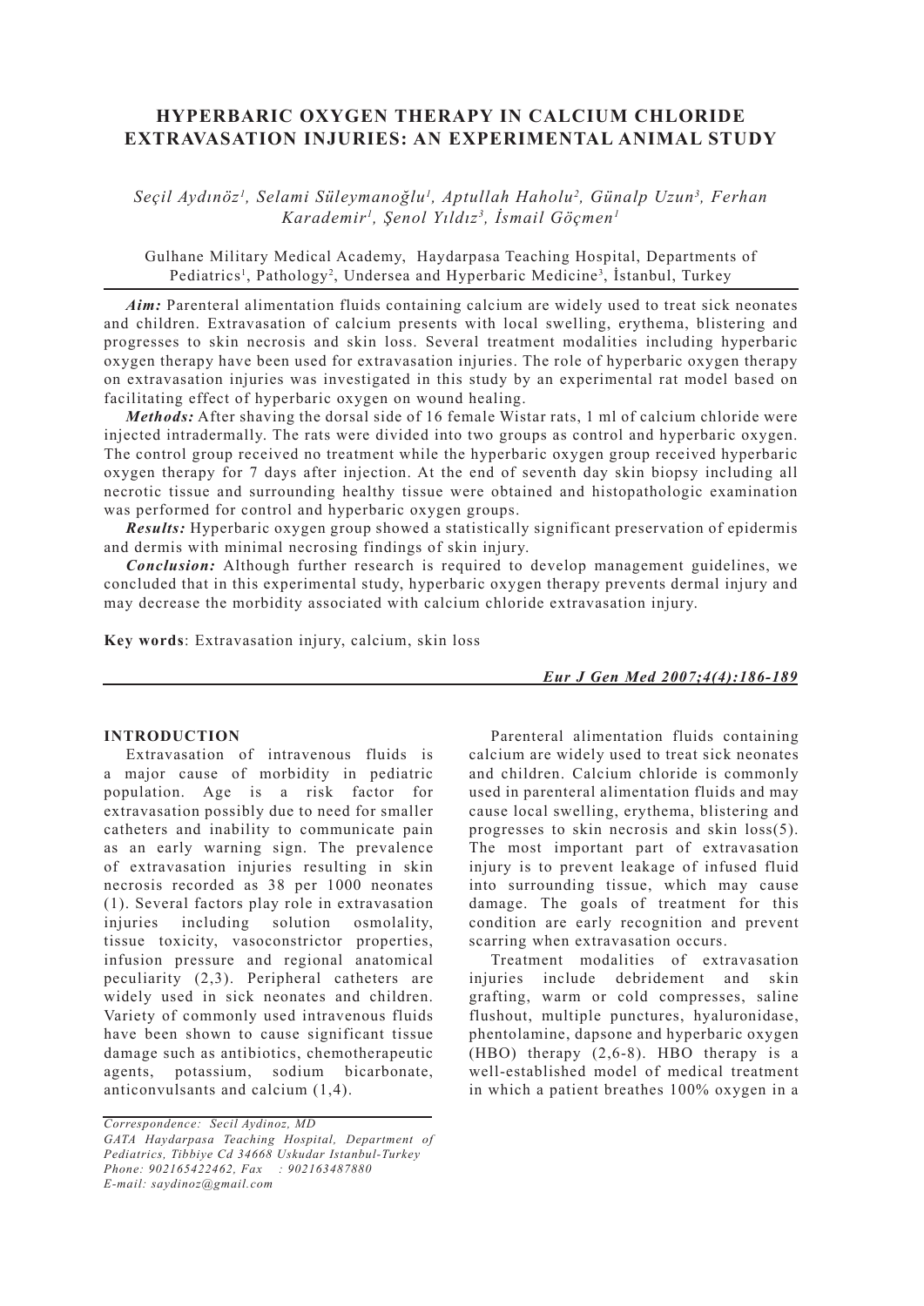# HYPERBARIC OXYGEN THERAPY IN CALCIUM CHLORIDE EXTRAVASATION INJURIES: AN EXPERIMENTAL ANIMAL STUDY

*Seçil Aydınöz[1], Selami Süleymanoğlu[1], Aptullah Haholu[2], Günalp Uzun[3], Ferhan Karademir[1], Şenol Yıldız[3], İsmail Göçmen[1]*

Gulhane Military Medical Academy, Haydarpasa Teaching Hospital, Departments of Pediatrics[1], Pathology[2], Undersea and Hyperbaric Medicine[3], İstanbul, Turkey

***Aim:*** Parenteral alimentation fluids containing calcium are widely used to treat sick neonates and children. Extravasation of calcium presents with local swelling, erythema, blistering and progresses to skin necrosis and skin loss. Several treatment modalities including hyperbaric oxygen therapy have been used for extravasation injuries. The role of hyperbaric oxygen therapy on extravasation injuries was investigated in this study by an experimental rat model based on facilitating effect of hyperbaric oxygen on wound healing.

***Methods:*** After shaving the dorsal side of 16 female Wistar rats, 1 ml of calcium chloride were injected intradermally. The rats were divided into two groups as control and hyperbaric oxygen. The control group received no treatment while the hyperbaric oxygen group received hyperbaric oxygen therapy for 7 days after injection. At the end of seventh day skin biopsy including all necrotic tissue and surrounding healthy tissue were obtained and histopathologic examination was performed for control and hyperbaric oxygen groups.

***Results:*** Hyperbaric oxygen group showed a statistically significant preservation of epidermis and dermis with minimal necrosing findings of skin injury.

***Conclusion:*** Although further research is required to develop management guidelines, we concluded that in this experimental study, hyperbaric oxygen therapy prevents dermal injury and may decrease the morbidity associated with calcium chloride extravasation injury.

**Key words**: Extravasation injury, calcium, skin loss

## INTRODUCTION

Extravasation of intravenous fluids is a major cause of morbidity in pediatric population. Age is a risk factor for extravasation possibly due to need for smaller catheters and inability to communicate pain as an early warning sign. The prevalence of extravasation injuries resulting in skin necrosis recorded as 38 per 1000 neonates (1). Several factors play role in extravasation injuries including solution osmolality, tissue toxicity, vasoconstrictor properties, infusion pressure and regional anatomical peculiarity (2,3). Peripheral catheters are widely used in sick neonates and children. Variety of commonly used intravenous fluids have been shown to cause significant tissue damage such as antibiotics, chemotherapeutic agents, potassium, sodium bicarbonate, anticonvulsants and calcium (1,4).

Parenteral alimentation fluids containing calcium are widely used to treat sick neonates and children. Calcium chloride is commonly used in parenteral alimentation fluids and may cause local swelling, erythema, blistering and progresses to skin necrosis and skin loss(5). The most important part of extravasation injury is to prevent leakage of infused fluid into surrounding tissue, which may cause damage. The goals of treatment for this condition are early recognition and prevent scarring when extravasation occurs.

Treatment modalities of extravasation injuries include debridement and skin grafting, warm or cold compresses, saline flushout, multiple punctures, hyaluronidase, phentolamine, dapsone and hyperbaric oxygen (HBO) therapy (2,6-8). HBO therapy is a well-established model of medical treatment in which a patient breathes 100% oxygen in a

*Correspondence: Secil Aydinoz, MD*
*GATA Haydarpasa Teaching Hospital, Department of Pediatrics, Tibbiye Cd 34668 Uskudar Istanbul-Turkey*
*Phone: 902165422462, Fax : 902163487880*
*E-mail: saydinoz@gmail.com*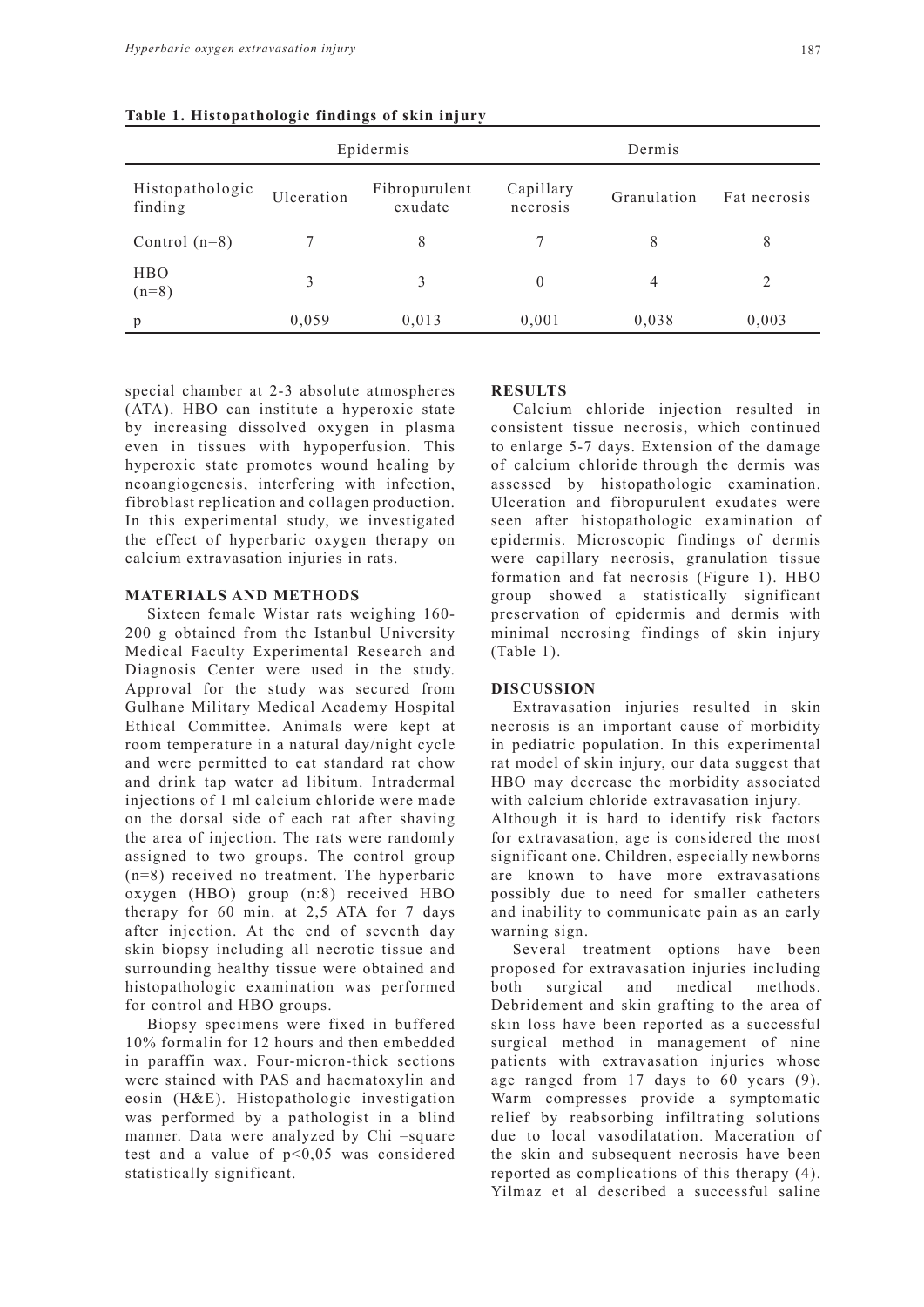**Table 1. Histopathologic findings of skin injury**

| | Epidermis | | Dermis | | |
|---|---|---|---|---|---|
| Histopathologic finding | Ulceration | Fibropurulent exudate | Capillary necrosis | Granulation | Fat necrosis |
| Control (n=8) | 7 | 8 | 7 | 8 | 8 |
| HBO (n=8) | 3 | 3 | 0 | 4 | 2 |
| p | 0,059 | 0,013 | 0,001 | 0,038 | 0,003 |

special chamber at 2-3 absolute atmospheres (ATA). HBO can institute a hyperoxic state by increasing dissolved oxygen in plasma even in tissues with hypoperfusion. This hyperoxic state promotes wound healing by neoangiogenesis, interfering with infection, fibroblast replication and collagen production. In this experimental study, we investigated the effect of hyperbaric oxygen therapy on calcium extravasation injuries in rats.

## MATERIALS AND METHODS

Sixteen female Wistar rats weighing 160-200 g obtained from the Istanbul University Medical Faculty Experimental Research and Diagnosis Center were used in the study. Approval for the study was secured from Gulhane Military Medical Academy Hospital Ethical Committee. Animals were kept at room temperature in a natural day/night cycle and were permitted to eat standard rat chow and drink tap water ad libitum. Intradermal injections of 1 ml calcium chloride were made on the dorsal side of each rat after shaving the area of injection. The rats were randomly assigned to two groups. The control group (n=8) received no treatment. The hyperbaric oxygen (HBO) group (n:8) received HBO therapy for 60 min. at 2,5 ATA for 7 days after injection. At the end of seventh day skin biopsy including all necrotic tissue and surrounding healthy tissue were obtained and histopathologic examination was performed for control and HBO groups.

Biopsy specimens were fixed in buffered 10% formalin for 12 hours and then embedded in paraffin wax. Four-micron-thick sections were stained with PAS and haematoxylin and eosin (H&E). Histopathologic investigation was performed by a pathologist in a blind manner. Data were analyzed by Chi –square test and a value of $p<0,05$ was considered statistically significant.

## RESULTS

Calcium chloride injection resulted in consistent tissue necrosis, which continued to enlarge 5-7 days. Extension of the damage of calcium chloride through the dermis was assessed by histopathologic examination. Ulceration and fibropurulent exudates were seen after histopathologic examination of epidermis. Microscopic findings of dermis were capillary necrosis, granulation tissue formation and fat necrosis (Figure 1). HBO group showed a statistically significant preservation of epidermis and dermis with minimal necrosing findings of skin injury (Table 1).

## DISCUSSION

Extravasation injuries resulted in skin necrosis is an important cause of morbidity in pediatric population. In this experimental rat model of skin injury, our data suggest that HBO may decrease the morbidity associated with calcium chloride extravasation injury.

Although it is hard to identify risk factors for extravasation, age is considered the most significant one. Children, especially newborns are known to have more extravasations possibly due to need for smaller catheters and inability to communicate pain as an early warning sign.

Several treatment options have been proposed for extravasation injuries including both surgical and medical methods. Debridement and skin grafting to the area of skin loss have been reported as a successful surgical method in management of nine patients with extravasation injuries whose age ranged from 17 days to 60 years (9). Warm compresses provide a symptomatic relief by reabsorbing infiltrating solutions due to local vasodilatation. Maceration of the skin and subsequent necrosis have been reported as complications of this therapy (4). Yilmaz et al described a successful saline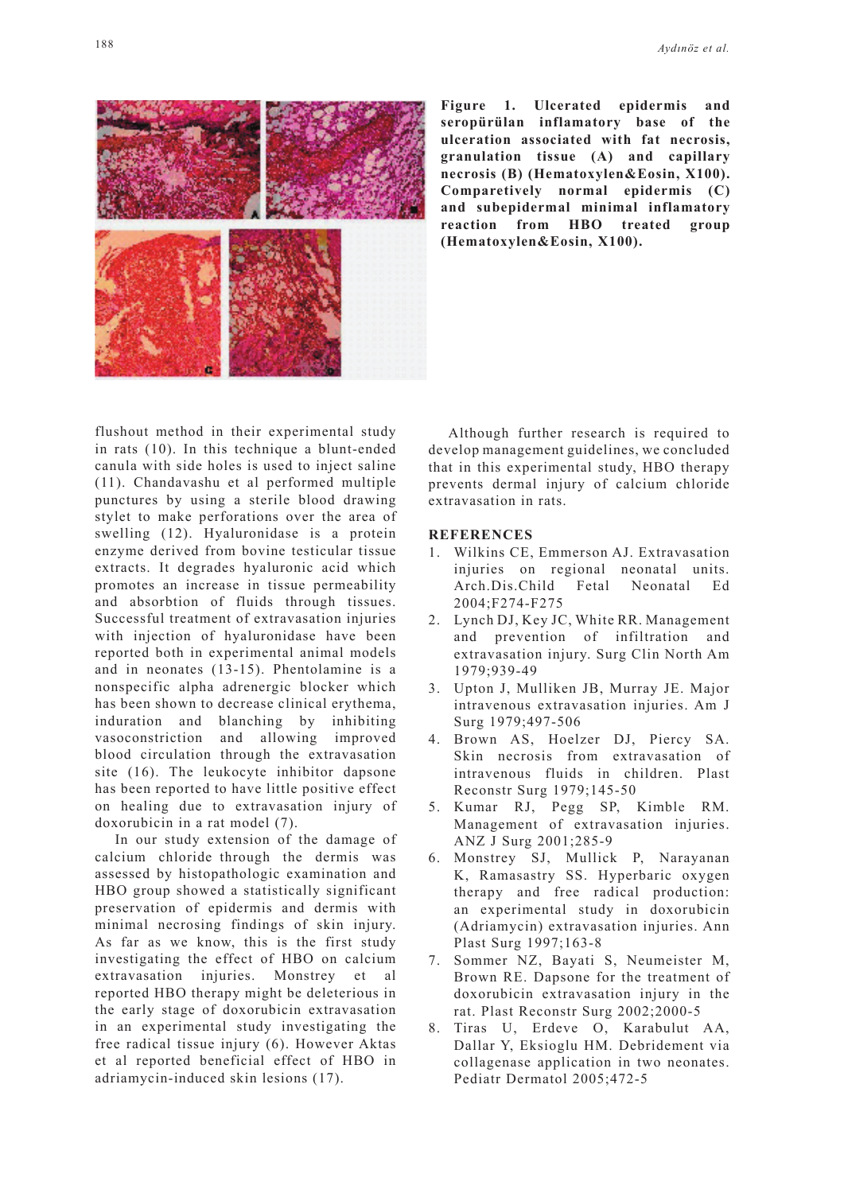**Figure 1. Ulcerated epidermis and seropürülan inflamatory base of the ulceration associated with fat necrosis, granulation tissue (A) and capillary necrosis (B) (Hematoxylen&Eosin, X100). Comparetively normal epidermis (C) and subepidermal minimal inflamatory reaction from HBO treated group (Hematoxylen&Eosin, X100).**

flushout method in their experimental study in rats (10). In this technique a blunt-ended canula with side holes is used to inject saline (11). Chandavashu et al performed multiple punctures by using a sterile blood drawing stylet to make perforations over the area of swelling (12). Hyaluronidase is a protein enzyme derived from bovine testicular tissue extracts. It degrades hyaluronic acid which promotes an increase in tissue permeability and absorbtion of fluids through tissues. Successful treatment of extravasation injuries with injection of hyaluronidase have been reported both in experimental animal models and in neonates (13-15). Phentolamine is a nonspecific alpha adrenergic blocker which has been shown to decrease clinical erythema, induration and blanching by inhibiting vasoconstriction and allowing improved blood circulation through the extravasation site (16). The leukocyte inhibitor dapsone has been reported to have little positive effect on healing due to extravasation injury of doxorubicin in a rat model (7).

In our study extension of the damage of calcium chloride through the dermis was assessed by histopathologic examination and HBO group showed a statistically significant preservation of epidermis and dermis with minimal necrosing findings of skin injury. As far as we know, this is the first study investigating the effect of HBO on calcium extravasation injuries. Monstrey et al reported HBO therapy might be deleterious in the early stage of doxorubicin extravasation in an experimental study investigating the free radical tissue injury (6). However Aktas et al reported beneficial effect of HBO in adriamycin-induced skin lesions (17).

Although further research is required to develop management guidelines, we concluded that in this experimental study, HBO therapy prevents dermal injury of calcium chloride extravasation in rats.

## REFERENCES

1. Wilkins CE, Emmerson AJ. Extravasation injuries on regional neonatal units. Arch.Dis.Child Fetal Neonatal Ed 2004;F274-F275
2. Lynch DJ, Key JC, White RR. Management and prevention of infiltration and extravasation injury. Surg Clin North Am 1979;939-49
3. Upton J, Mulliken JB, Murray JE. Major intravenous extravasation injuries. Am J Surg 1979;497-506
4. Brown AS, Hoelzer DJ, Piercy SA. Skin necrosis from extravasation of intravenous fluids in children. Plast Reconstr Surg 1979;145-50
5. Kumar RJ, Pegg SP, Kimble RM. Management of extravasation injuries. ANZ J Surg 2001;285-9
6. Monstrey SJ, Mullick P, Narayanan K, Ramasastry SS. Hyperbaric oxygen therapy and free radical production: an experimental study in doxorubicin (Adriamycin) extravasation injuries. Ann Plast Surg 1997;163-8
7. Sommer NZ, Bayati S, Neumeister M, Brown RE. Dapsone for the treatment of doxorubicin extravasation injury in the rat. Plast Reconstr Surg 2002;2000-5
8. Tiras U, Erdeve O, Karabulut AA, Dallar Y, Eksioglu HM. Debridement via collagenase application in two neonates. Pediatr Dermatol 2005;472-5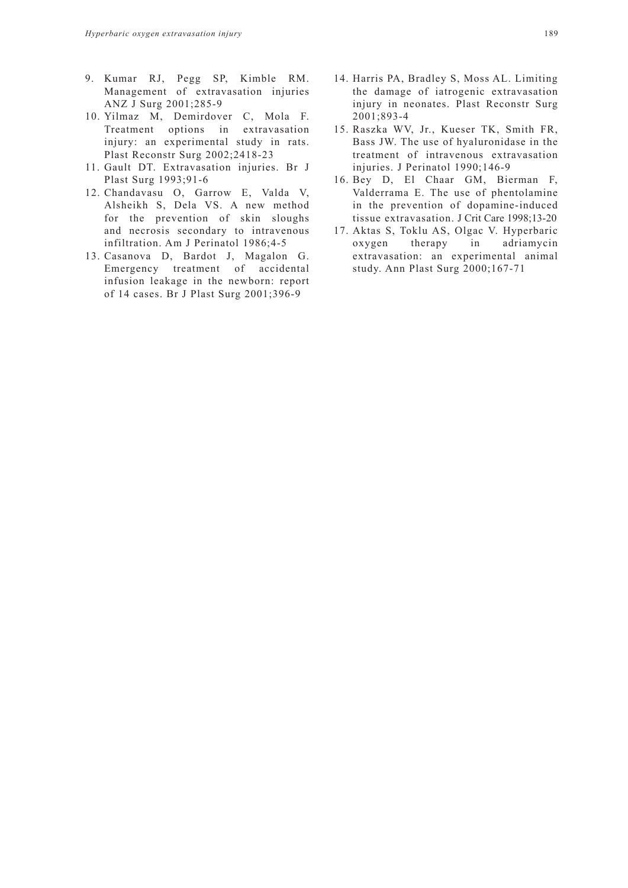9. Kumar RJ, Pegg SP, Kimble RM. Management of extravasation injuries ANZ J Surg 2001;285-9
10. Yilmaz M, Demirdover C, Mola F. Treatment options in extravasation injury: an experimental study in rats. Plast Reconstr Surg 2002;2418-23
11. Gault DT. Extravasation injuries. Br J Plast Surg 1993;91-6
12. Chandavasu O, Garrow E, Valda V, Alsheikh S, Dela VS. A new method for the prevention of skin sloughs and necrosis secondary to intravenous infiltration. Am J Perinatol 1986;4-5
13. Casanova D, Bardot J, Magalon G. Emergency treatment of accidental infusion leakage in the newborn: report of 14 cases. Br J Plast Surg 2001;396-9
14. Harris PA, Bradley S, Moss AL. Limiting the damage of iatrogenic extravasation injury in neonates. Plast Reconstr Surg 2001;893-4
15. Raszka WV, Jr., Kueser TK, Smith FR, Bass JW. The use of hyaluronidase in the treatment of intravenous extravasation injuries. J Perinatol 1990;146-9
16. Bey D, El Chaar GM, Bierman F, Valderrama E. The use of phentolamine in the prevention of dopamine-induced tissue extravasation. J Crit Care 1998;13-20
17. Aktas S, Toklu AS, Olgac V. Hyperbaric oxygen therapy in adriamycin extravasation: an experimental animal study. Ann Plast Surg 2000;167-71